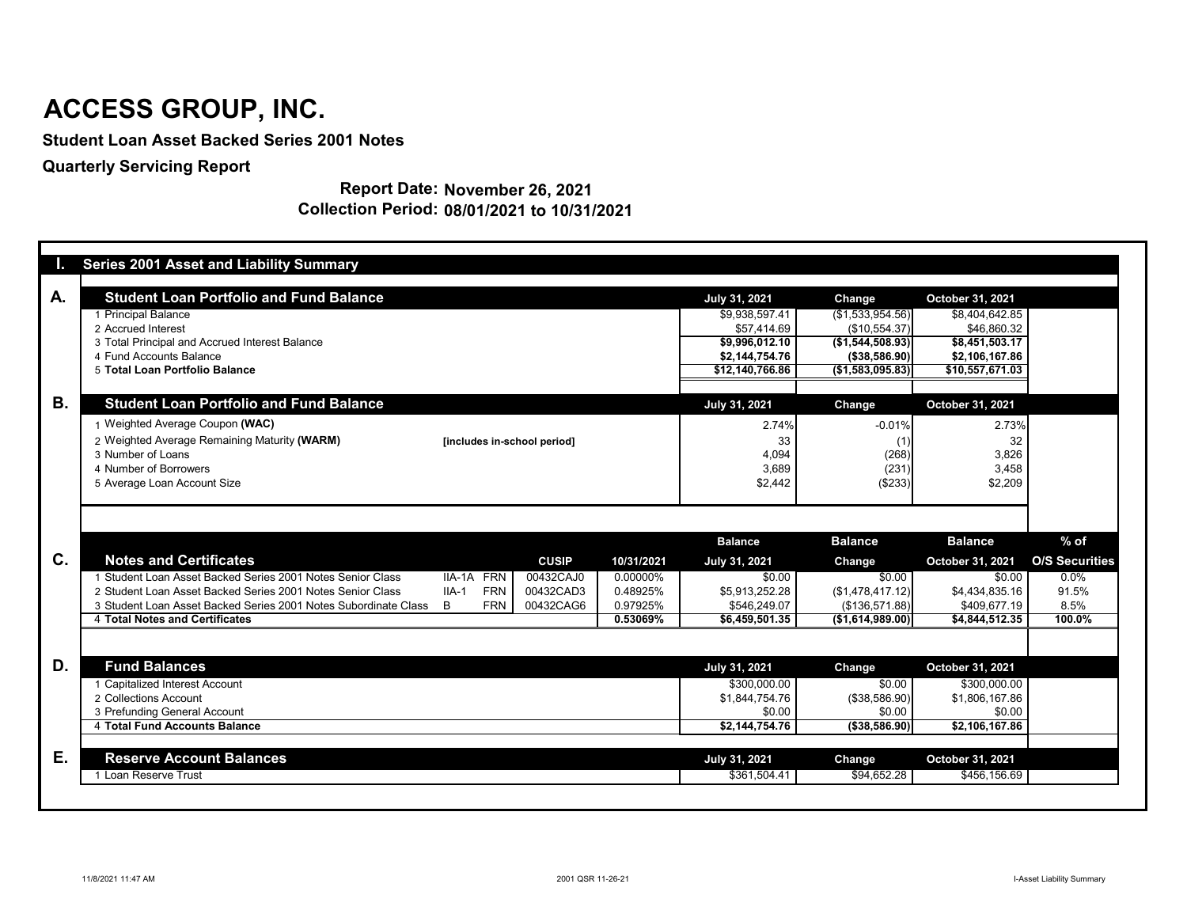# ACCESS GROUP, INC.

**Student Loan Asset Backed Series 2001 Notes**

**Quarterly Servicing Report**

**Report Date: November 26, 2021**

**Collection Period: 08/01/2021 to 10/31/2021**

## I. Series 2001 Asset and Liability Summary

### A. Student Loan Portfolio and Fund Balance

| | July 31, 2021 | Change | October 31, 2021 |
|---|---|---|---|
| 1 Principal Balance | $9,938,597.41 | ($1,533,954.56) | $8,404,642.85 |
| 2 Accrued Interest | $57,414.69 | ($10,554.37) | $46,860.32 |
| 3 Total Principal and Accrued Interest Balance | **$9,996,012.10** | **($1,544,508.93)** | **$8,451,503.17** |
| 4 Fund Accounts Balance | **$2,144,754.76** | **($38,586.90)** | **$2,106,167.86** |
| 5 **Total Loan Portfolio Balance** | **$12,140,766.86** | **($1,583,095.83)** | **$10,557,671.03** |

### B. Student Loan Portfolio and Fund Balance

| | | July 31, 2021 | Change | October 31, 2021 |
|---|---|---|---|---|
| 1 Weighted Average Coupon **(WAC)** | | 2.74% | -0.01% | 2.73% |
| 2 Weighted Average Remaining Maturity **(WARM)** | [includes in-school period] | 33 | (1) | 32 |
| 3 Number of Loans | | 4,094 | (268) | 3,826 |
| 4 Number of Borrowers | | 3,689 | (231) | 3,458 |
| 5 Average Loan Account Size | | $2,442 | ($233) | $2,209 |

### C. Notes and Certificates

| Notes and Certificates | | | CUSIP | 10/31/2021 | Balance July 31, 2021 | Balance Change | Balance October 31, 2021 | % of O/S Securities |
|---|---|---|---|---|---|---|---|---|
| 1 Student Loan Asset Backed Series 2001 Notes Senior Class | IIA-1A | FRN | 00432CAJ0 | 0.00000% | $0.00 | $0.00 | $0.00 | 0.0% |
| 2 Student Loan Asset Backed Series 2001 Notes Senior Class | IIA-1 | FRN | 00432CAD3 | 0.48925% | $5,913,252.28 | ($1,478,417.12) | $4,434,835.16 | 91.5% |
| 3 Student Loan Asset Backed Series 2001 Notes Subordinate Class | B | FRN | 00432CAG6 | 0.97925% | $546,249.07 | ($136,571.88) | $409,677.19 | 8.5% |
| 4 **Total Notes and Certificates** | | | | **0.53069%** | **$6,459,501.35** | **($1,614,989.00)** | **$4,844,512.35** | **100.0%** |

### D. Fund Balances

| | July 31, 2021 | Change | October 31, 2021 |
|---|---|---|---|
| 1 Capitalized Interest Account | $300,000.00 | $0.00 | $300,000.00 |
| 2 Collections Account | $1,844,754.76 | ($38,586.90) | $1,806,167.86 |
| 3 Prefunding General Account | $0.00 | $0.00 | $0.00 |
| 4 **Total Fund Accounts Balance** | **$2,144,754.76** | **($38,586.90)** | **$2,106,167.86** |

### E. Reserve Account Balances

| | July 31, 2021 | Change | October 31, 2021 |
|---|---|---|---|
| 1 Loan Reserve Trust | $361,504.41 | $94,652.28 | $456,156.69 |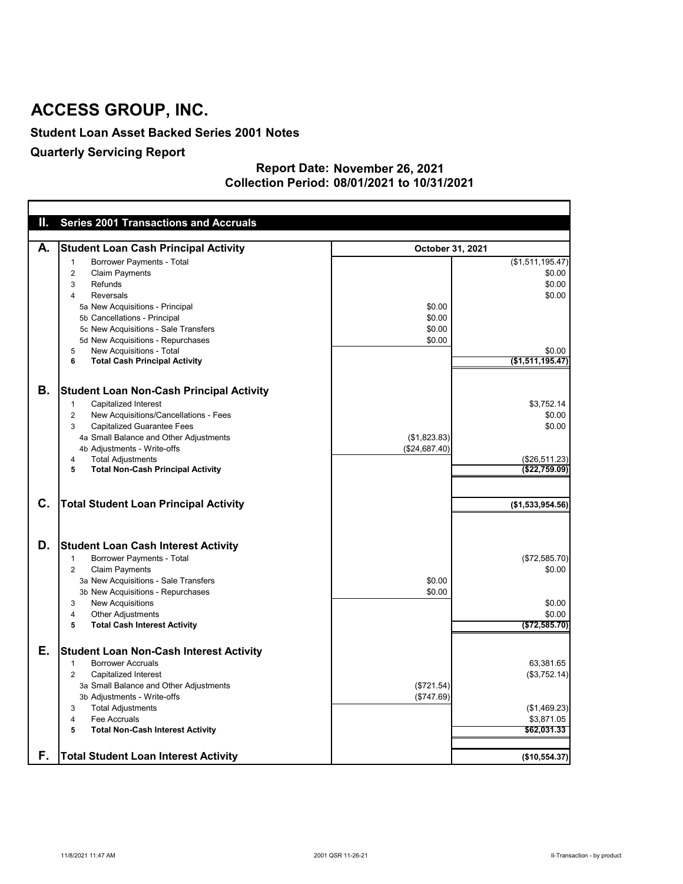# ACCESS GROUP, INC.

**Student Loan Asset Backed Series 2001 Notes**

**Quarterly Servicing Report**

**Report Date: November 26, 2021**
**Collection Period: 08/01/2021 to 10/31/2021**

## II. Series 2001 Transactions and Accruals

| | | October 31, 2021 | |
|---|---|---|---|
| **A.** | **Student Loan Cash Principal Activity** | | |
| | 1 Borrower Payments - Total | | ($1,511,195.47) |
| | 2 Claim Payments | | $0.00 |
| | 3 Refunds | | $0.00 |
| | 4 Reversals | | $0.00 |
| | 5a New Acquisitions - Principal | $0.00 | |
| | 5b Cancellations - Principal | $0.00 | |
| | 5c New Acquisitions - Sale Transfers | $0.00 | |
| | 5d New Acquisitions - Repurchases | $0.00 | |
| | 5 New Acquisitions - Total | | $0.00 |
| | **6 Total Cash Principal Activity** | | **($1,511,195.47)** |
| **B.** | **Student Loan Non-Cash Principal Activity** | | |
| | 1 Capitalized Interest | | $3,752.14 |
| | 2 New Acquisitions/Cancellations - Fees | | $0.00 |
| | 3 Capitalized Guarantee Fees | | $0.00 |
| | 4a Small Balance and Other Adjustments | ($1,823.83) | |
| | 4b Adjustments - Write-offs | ($24,687.40) | |
| | 4 Total Adjustments | | ($26,511.23) |
| | **5 Total Non-Cash Principal Activity** | | **($22,759.09)** |
| **C.** | **Total Student Loan Principal Activity** | | **($1,533,954.56)** |
| **D.** | **Student Loan Cash Interest Activity** | | |
| | 1 Borrower Payments - Total | | ($72,585.70) |
| | 2 Claim Payments | | $0.00 |
| | 3a New Acquisitions - Sale Transfers | $0.00 | |
| | 3b New Acquisitions - Repurchases | $0.00 | |
| | 3 New Acquisitions | | $0.00 |
| | 4 Other Adjustments | | $0.00 |
| | **5 Total Cash Interest Activity** | | **($72,585.70)** |
| **E.** | **Student Loan Non-Cash Interest Activity** | | |
| | 1 Borrower Accruals | | 63,381.65 |
| | 2 Capitalized Interest | | ($3,752.14) |
| | 3a Small Balance and Other Adjustments | ($721.54) | |
| | 3b Adjustments - Write-offs | ($747.69) | |
| | 3 Total Adjustments | | ($1,469.23) |
| | 4 Fee Accruals | | $3,871.05 |
| | **5 Total Non-Cash Interest Activity** | | **$62,031.33** |
| **F.** | **Total Student Loan Interest Activity** | | **($10,554.37)** |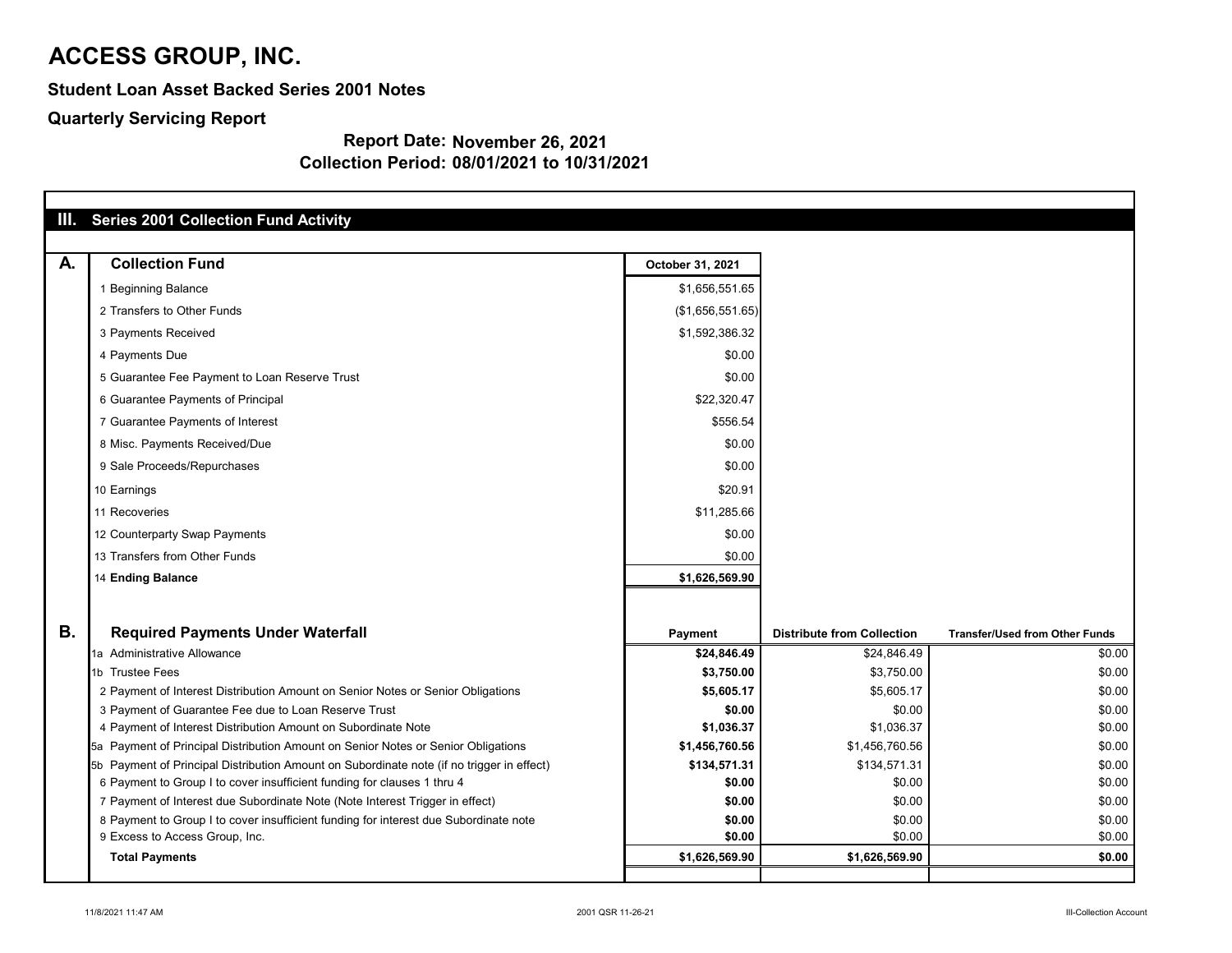# ACCESS GROUP, INC.

### Student Loan Asset Backed Series 2001 Notes

### Quarterly Servicing Report

**Report Date: November 26, 2021**
**Collection Period: 08/01/2021 to 10/31/2021**

## III. Series 2001 Collection Fund Activity

### A. Collection Fund

| | October 31, 2021 |
|---|---|
| 1 Beginning Balance | $1,656,551.65 |
| 2 Transfers to Other Funds | ($1,656,551.65) |
| 3 Payments Received | $1,592,386.32 |
| 4 Payments Due | $0.00 |
| 5 Guarantee Fee Payment to Loan Reserve Trust | $0.00 |
| 6 Guarantee Payments of Principal | $22,320.47 |
| 7 Guarantee Payments of Interest | $556.54 |
| 8 Misc. Payments Received/Due | $0.00 |
| 9 Sale Proceeds/Repurchases | $0.00 |
| 10 Earnings | $20.91 |
| 11 Recoveries | $11,285.66 |
| 12 Counterparty Swap Payments | $0.00 |
| 13 Transfers from Other Funds | $0.00 |
| 14 **Ending Balance** | **$1,626,569.90** |

### B. Required Payments Under Waterfall

| | Payment | Distribute from Collection | Transfer/Used from Other Funds |
|---|---|---|---|
| 1a Administrative Allowance | **$24,846.49** | $24,846.49 | $0.00 |
| 1b Trustee Fees | **$3,750.00** | $3,750.00 | $0.00 |
| 2 Payment of Interest Distribution Amount on Senior Notes or Senior Obligations | **$5,605.17** | $5,605.17 | $0.00 |
| 3 Payment of Guarantee Fee due to Loan Reserve Trust | **$0.00** | $0.00 | $0.00 |
| 4 Payment of Interest Distribution Amount on Subordinate Note | **$1,036.37** | $1,036.37 | $0.00 |
| 5a Payment of Principal Distribution Amount on Senior Notes or Senior Obligations | **$1,456,760.56** | $1,456,760.56 | $0.00 |
| 5b Payment of Principal Distribution Amount on Subordinate note (if no trigger in effect) | **$134,571.31** | $134,571.31 | $0.00 |
| 6 Payment to Group I to cover insufficient funding for clauses 1 thru 4 | **$0.00** | $0.00 | $0.00 |
| 7 Payment of Interest due Subordinate Note (Note Interest Trigger in effect) | **$0.00** | $0.00 | $0.00 |
| 8 Payment to Group I to cover insufficient funding for interest due Subordinate note | **$0.00** | $0.00 | $0.00 |
| 9 Excess to Access Group, Inc. | **$0.00** | $0.00 | $0.00 |
| **Total Payments** | **$1,626,569.90** | **$1,626,569.90** | **$0.00** |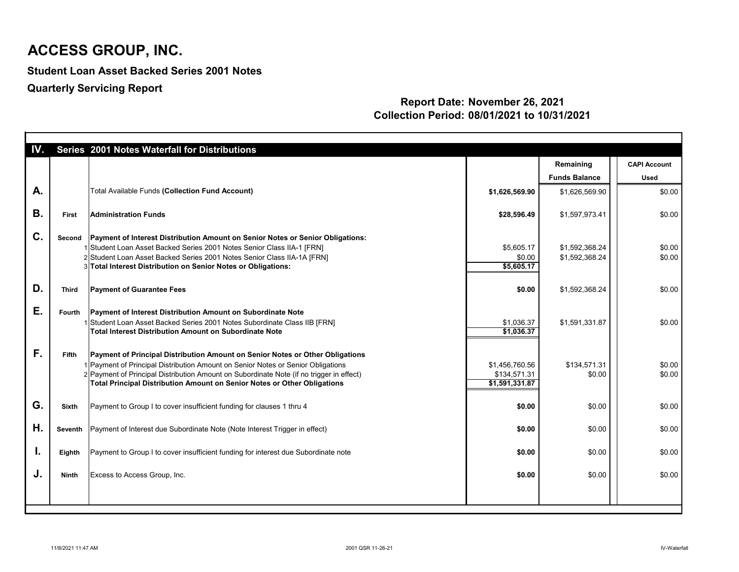# ACCESS GROUP, INC.

## Student Loan Asset Backed Series 2001 Notes

## Quarterly Servicing Report

**Report Date: November 26, 2021**
**Collection Period: 08/01/2021 to 10/31/2021**

| | | | | Remaining Funds Balance | CAPI Account Used |
|---|---|---|---|---|---|
| **IV.** | **Series** | **2001 Notes Waterfall for Distributions** | | | |
| **A.** | | Total Available Funds **(Collection Fund Account)** | **$1,626,569.90** | $1,626,569.90 | $0.00 |
| **B.** | **First** | **Administration Funds** | **$28,596.49** | $1,597,973.41 | $0.00 |
| **C.** | **Second** | **Payment of Interest Distribution Amount on Senior Notes or Senior Obligations:** | | | |
| | 1 | Student Loan Asset Backed Series 2001 Notes Senior Class IIA-1 [FRN] | $5,605.17 | $1,592,368.24 | $0.00 |
| | 2 | Student Loan Asset Backed Series 2001 Notes Senior Class IIA-1A [FRN] | $0.00 | $1,592,368.24 | $0.00 |
| | 3 | **Total Interest Distribution on Senior Notes or Obligations:** | **$5,605.17** | | |
| **D.** | **Third** | **Payment of Guarantee Fees** | **$0.00** | $1,592,368.24 | $0.00 |
| **E.** | **Fourth** | **Payment of Interest Distribution Amount on Subordinate Note** | | | |
| | 1 | Student Loan Asset Backed Series 2001 Notes Subordinate Class IIB [FRN] | $1,036.37 | $1,591,331.87 | $0.00 |
| | | **Total Interest Distribution Amount on Subordinate Note** | **$1,036.37** | | |
| **F.** | **Fifth** | **Payment of Principal Distribution Amount on Senior Notes or Other Obligations** | | | |
| | 1 | Payment of Principal Distribution Amount on Senior Notes or Senior Obligations | $1,456,760.56 | $134,571.31 | $0.00 |
| | 2 | Payment of Principal Distribution Amount on Subordinate Note (if no trigger in effect) | $134,571.31 | $0.00 | $0.00 |
| | | **Total Principal Distribution Amount on Senior Notes or Other Obligations** | **$1,591,331.87** | | |
| **G.** | **Sixth** | Payment to Group I to cover insufficient funding for clauses 1 thru 4 | **$0.00** | $0.00 | $0.00 |
| **H.** | **Seventh** | Payment of Interest due Subordinate Note (Note Interest Trigger in effect) | **$0.00** | $0.00 | $0.00 |
| **I.** | **Eighth** | Payment to Group I to cover insufficient funding for interest due Subordinate note | **$0.00** | $0.00 | $0.00 |
| **J.** | **Ninth** | Excess to Access Group, Inc. | **$0.00** | $0.00 | $0.00 |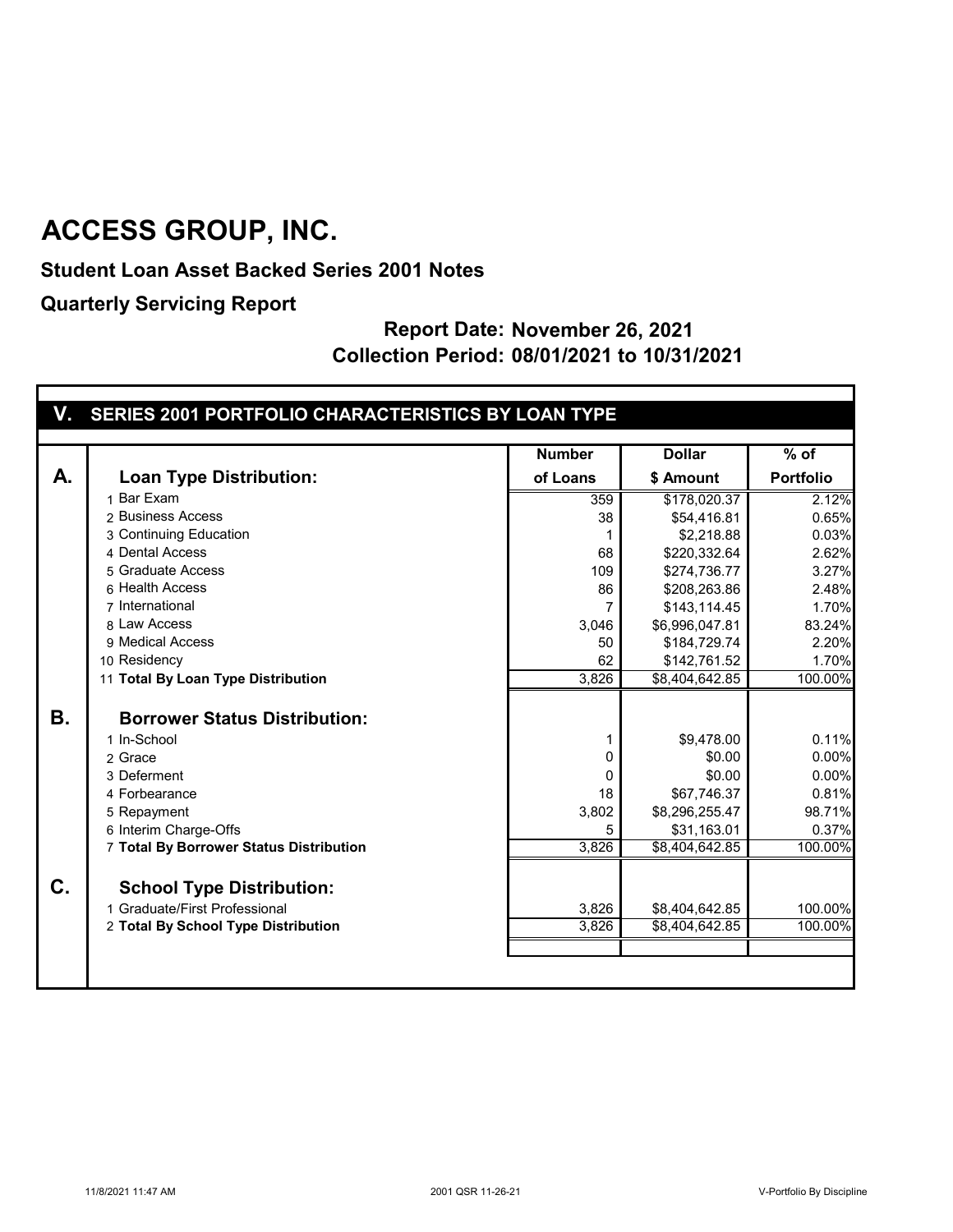# ACCESS GROUP, INC.

**Student Loan Asset Backed Series 2001 Notes**

**Quarterly Servicing Report**

**Report Date: November 26, 2021**

**Collection Period: 08/01/2021 to 10/31/2021**

## V. SERIES 2001 PORTFOLIO CHARACTERISTICS BY LOAN TYPE

| | | Number of Loans | Dollar $ Amount | % of Portfolio |
|---|---|---|---|---|
| **A.** | **Loan Type Distribution:** | | | |
| | 1 Bar Exam | 359 | $178,020.37 | 2.12% |
| | 2 Business Access | 38 | $54,416.81 | 0.65% |
| | 3 Continuing Education | 1 | $2,218.88 | 0.03% |
| | 4 Dental Access | 68 | $220,332.64 | 2.62% |
| | 5 Graduate Access | 109 | $274,736.77 | 3.27% |
| | 6 Health Access | 86 | $208,263.86 | 2.48% |
| | 7 International | 7 | $143,114.45 | 1.70% |
| | 8 Law Access | 3,046 | $6,996,047.81 | 83.24% |
| | 9 Medical Access | 50 | $184,729.74 | 2.20% |
| | 10 Residency | 62 | $142,761.52 | 1.70% |
| | 11 **Total By Loan Type Distribution** | 3,826 | $8,404,642.85 | 100.00% |
| **B.** | **Borrower Status Distribution:** | | | |
| | 1 In-School | 1 | $9,478.00 | 0.11% |
| | 2 Grace | 0 | $0.00 | 0.00% |
| | 3 Deferment | 0 | $0.00 | 0.00% |
| | 4 Forbearance | 18 | $67,746.37 | 0.81% |
| | 5 Repayment | 3,802 | $8,296,255.47 | 98.71% |
| | 6 Interim Charge-Offs | 5 | $31,163.01 | 0.37% |
| | 7 **Total By Borrower Status Distribution** | 3,826 | $8,404,642.85 | 100.00% |
| **C.** | **School Type Distribution:** | | | |
| | 1 Graduate/First Professional | 3,826 | $8,404,642.85 | 100.00% |
| | 2 **Total By School Type Distribution** | 3,826 | $8,404,642.85 | 100.00% |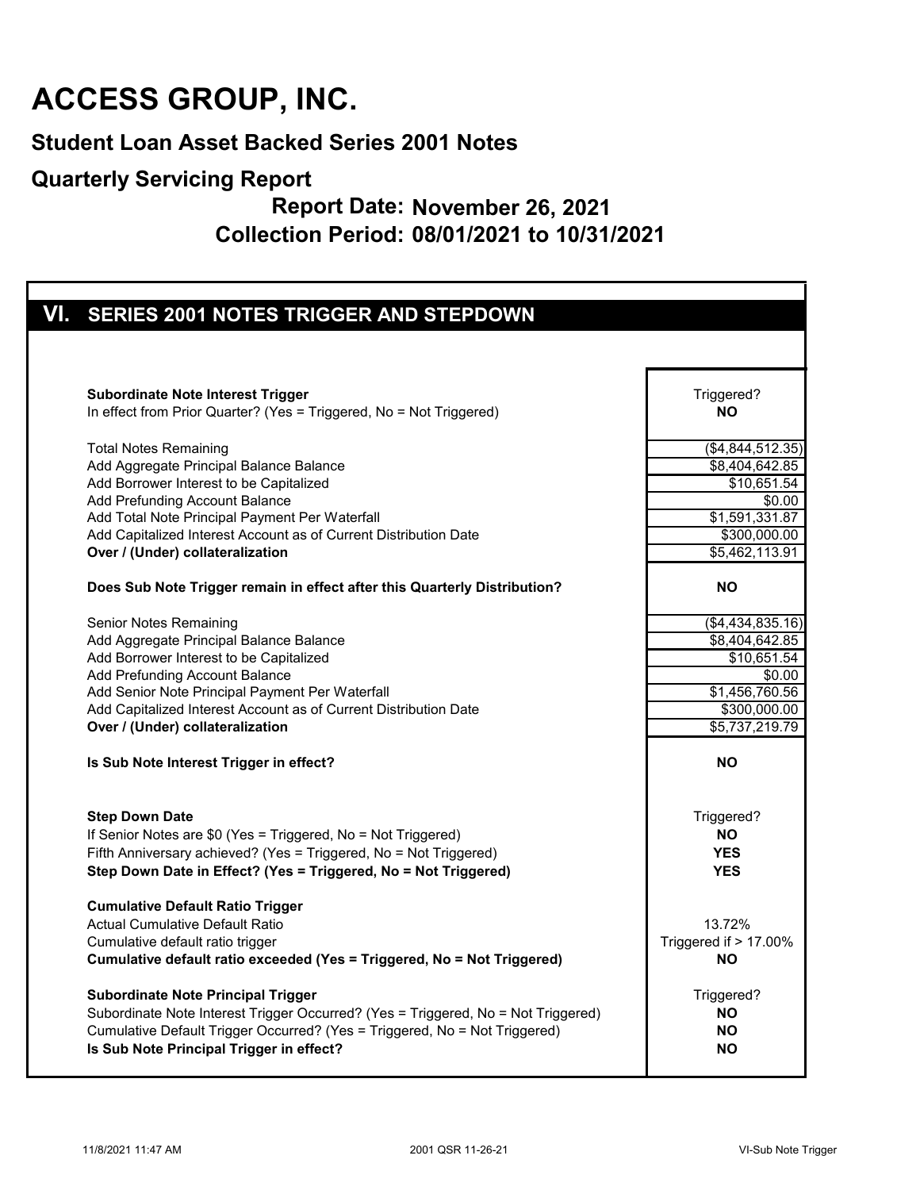# ACCESS GROUP, INC.

## Student Loan Asset Backed Series 2001 Notes

## Quarterly Servicing Report

### Report Date: November 26, 2021
### Collection Period: 08/01/2021 to 10/31/2021

## VI. SERIES 2001 NOTES TRIGGER AND STEPDOWN

| | |
|---|---|
| **Subordinate Note Interest Trigger** | Triggered? |
| In effect from Prior Quarter? (Yes = Triggered, No = Not Triggered) | **NO** |
| | |
| Total Notes Remaining | ($4,844,512.35) |
| Add Aggregate Principal Balance Balance | $8,404,642.85 |
| Add Borrower Interest to be Capitalized | $10,651.54 |
| Add Prefunding Account Balance | $0.00 |
| Add Total Note Principal Payment Per Waterfall | $1,591,331.87 |
| Add Capitalized Interest Account as of Current Distribution Date | $300,000.00 |
| **Over / (Under) collateralization** | $5,462,113.91 |
| | |
| **Does Sub Note Trigger remain in effect after this Quarterly Distribution?** | **NO** |
| | |
| Senior Notes Remaining | ($4,434,835.16) |
| Add Aggregate Principal Balance Balance | $8,404,642.85 |
| Add Borrower Interest to be Capitalized | $10,651.54 |
| Add Prefunding Account Balance | $0.00 |
| Add Senior Note Principal Payment Per Waterfall | $1,456,760.56 |
| Add Capitalized Interest Account as of Current Distribution Date | $300,000.00 |
| **Over / (Under) collateralization** | $5,737,219.79 |
| | |
| **Is Sub Note Interest Trigger in effect?** | **NO** |
| | |
| **Step Down Date** | Triggered? |
| If Senior Notes are $0 (Yes = Triggered, No = Not Triggered) | **NO** |
| Fifth Anniversary achieved? (Yes = Triggered, No = Not Triggered) | **YES** |
| **Step Down Date in Effect? (Yes = Triggered, No = Not Triggered)** | **YES** |
| | |
| **Cumulative Default Ratio Trigger** | |
| Actual Cumulative Default Ratio | 13.72% |
| Cumulative default ratio trigger | Triggered if > 17.00% |
| **Cumulative default ratio exceeded (Yes = Triggered, No = Not Triggered)** | **NO** |
| | |
| **Subordinate Note Principal Trigger** | Triggered? |
| Subordinate Note Interest Trigger Occurred? (Yes = Triggered, No = Not Triggered) | **NO** |
| Cumulative Default Trigger Occurred? (Yes = Triggered, No = Not Triggered) | **NO** |
| **Is Sub Note Principal Trigger in effect?** | **NO** |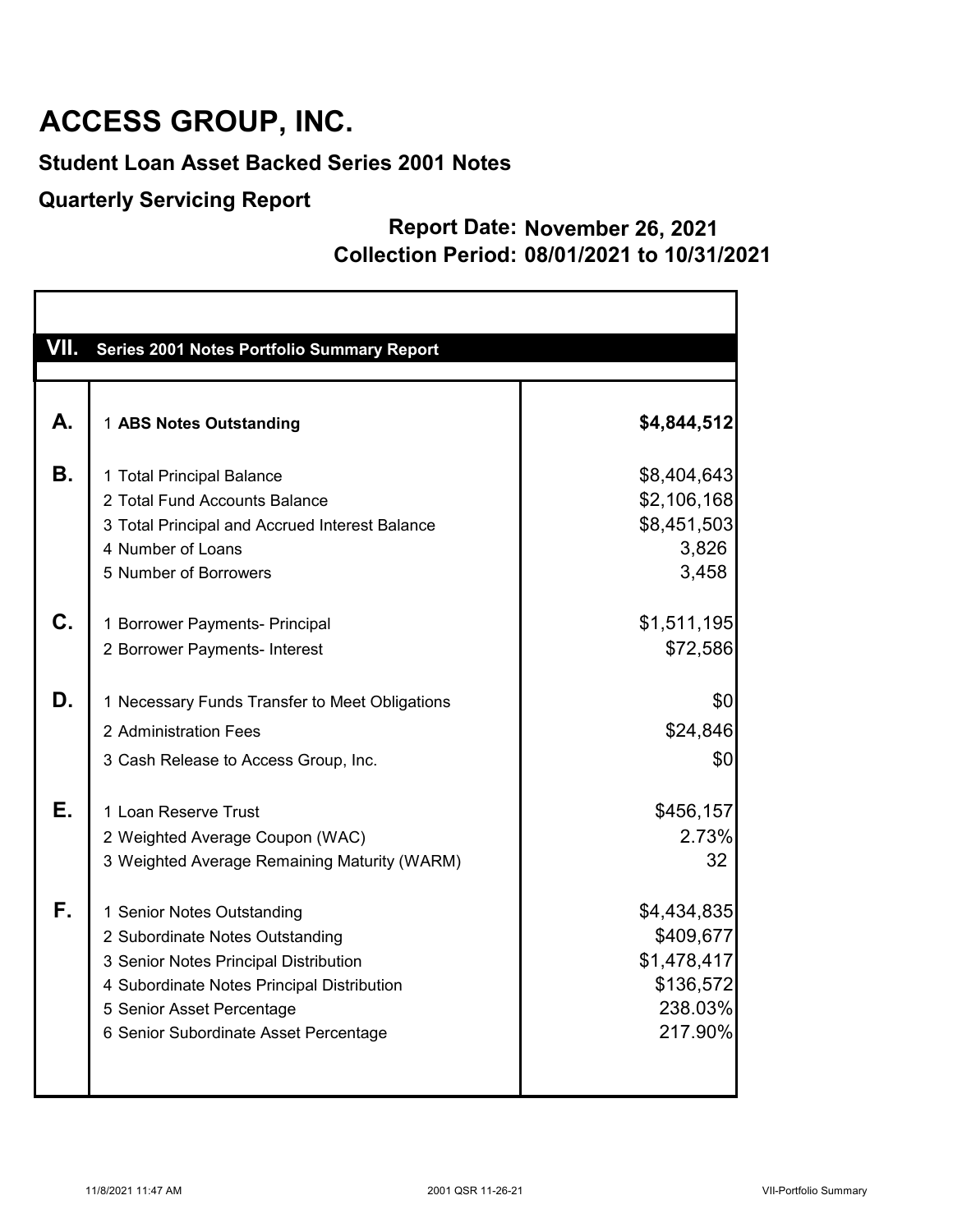# ACCESS GROUP, INC.

## Student Loan Asset Backed Series 2001 Notes

## Quarterly Servicing Report

**Report Date: November 26, 2021**

**Collection Period: 08/01/2021 to 10/31/2021**

| VII. | Series 2001 Notes Portfolio Summary Report | |
|---|---|---|
| **A.** | 1 **ABS Notes Outstanding** | **$4,844,512** |
| **B.** | 1 Total Principal Balance | $8,404,643 |
| | 2 Total Fund Accounts Balance | $2,106,168 |
| | 3 Total Principal and Accrued Interest Balance | $8,451,503 |
| | 4 Number of Loans | 3,826 |
| | 5 Number of Borrowers | 3,458 |
| **C.** | 1 Borrower Payments- Principal | $1,511,195 |
| | 2 Borrower Payments- Interest | $72,586 |
| **D.** | 1 Necessary Funds Transfer to Meet Obligations | $0 |
| | 2 Administration Fees | $24,846 |
| | 3 Cash Release to Access Group, Inc. | $0 |
| **E.** | 1 Loan Reserve Trust | $456,157 |
| | 2 Weighted Average Coupon (WAC) | 2.73% |
| | 3 Weighted Average Remaining Maturity (WARM) | 32 |
| **F.** | 1 Senior Notes Outstanding | $4,434,835 |
| | 2 Subordinate Notes Outstanding | $409,677 |
| | 3 Senior Notes Principal Distribution | $1,478,417 |
| | 4 Subordinate Notes Principal Distribution | $136,572 |
| | 5 Senior Asset Percentage | 238.03% |
| | 6 Senior Subordinate Asset Percentage | 217.90% |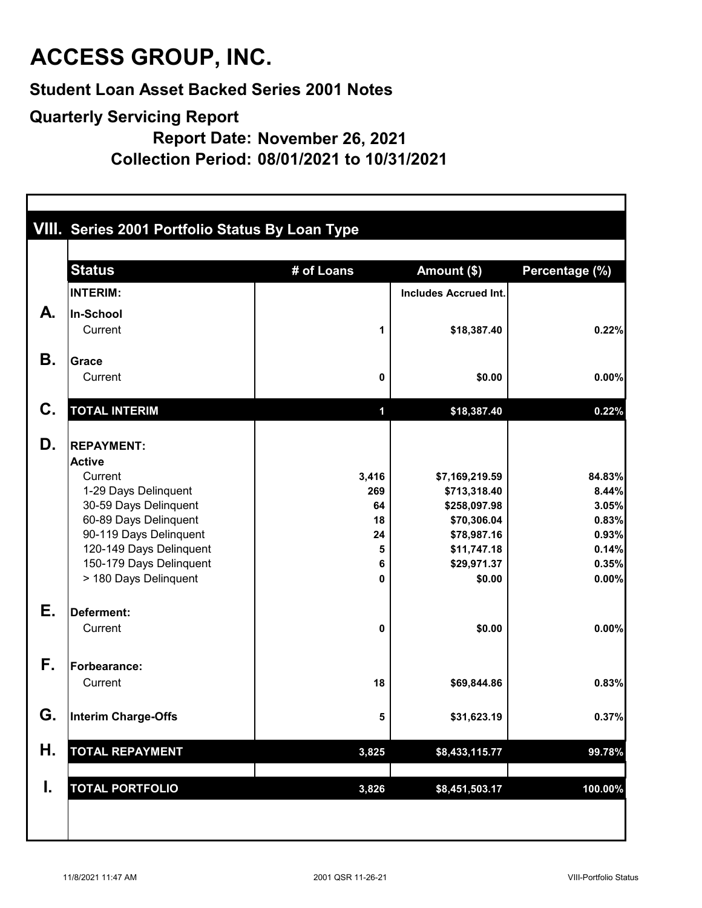# ACCESS GROUP, INC.

## Student Loan Asset Backed Series 2001 Notes

## Quarterly Servicing Report

**Report Date: November 26, 2021**

**Collection Period: 08/01/2021 to 10/31/2021**

### VIII. Series 2001 Portfolio Status By Loan Type

| | Status | # of Loans | Amount ($) | Percentage (%) |
|---|---|---|---|---|
| | **INTERIM:** | | **Includes Accrued Int.** | |
| **A.** | **In-School** | | | |
| | Current | 1 | $18,387.40 | 0.22% |
| **B.** | **Grace** | | | |
| | Current | 0 | $0.00 | 0.00% |
| **C.** | **TOTAL INTERIM** | 1 | $18,387.40 | 0.22% |
| **D.** | **REPAYMENT:** | | | |
| | **Active** | | | |
| | Current | 3,416 | $7,169,219.59 | 84.83% |
| | 1-29 Days Delinquent | 269 | $713,318.40 | 8.44% |
| | 30-59 Days Delinquent | 64 | $258,097.98 | 3.05% |
| | 60-89 Days Delinquent | 18 | $70,306.04 | 0.83% |
| | 90-119 Days Delinquent | 24 | $78,987.16 | 0.93% |
| | 120-149 Days Delinquent | 5 | $11,747.18 | 0.14% |
| | 150-179 Days Delinquent | 6 | $29,971.37 | 0.35% |
| | > 180 Days Delinquent | 0 | $0.00 | 0.00% |
| **E.** | **Deferment:** | | | |
| | Current | 0 | $0.00 | 0.00% |
| **F.** | **Forbearance:** | | | |
| | Current | 18 | $69,844.86 | 0.83% |
| **G.** | **Interim Charge-Offs** | 5 | $31,623.19 | 0.37% |
| **H.** | **TOTAL REPAYMENT** | 3,825 | $8,433,115.77 | 99.78% |
| **I.** | **TOTAL PORTFOLIO** | 3,826 | $8,451,503.17 | 100.00% |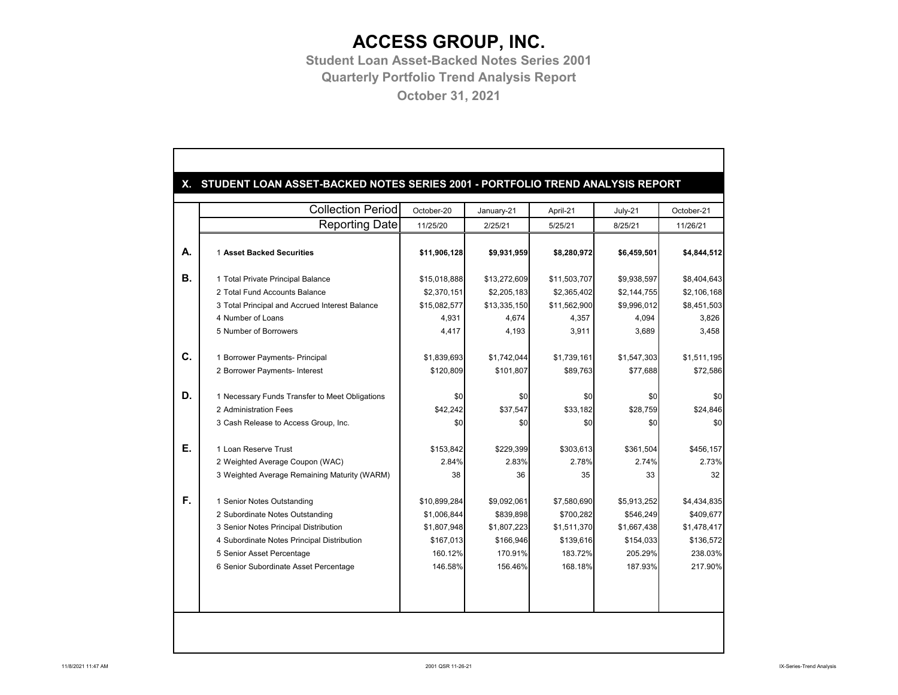# ACCESS GROUP, INC.

## Student Loan Asset-Backed Notes Series 2001
## Quarterly Portfolio Trend Analysis Report
## October 31, 2021

### X. STUDENT LOAN ASSET-BACKED NOTES SERIES 2001 - PORTFOLIO TREND ANALYSIS REPORT

| | Collection Period | October-20 | January-21 | April-21 | July-21 | October-21 |
|---|---|---|---|---|---|---|
| | Reporting Date | 11/25/20 | 2/25/21 | 5/25/21 | 8/25/21 | 11/26/21 |
| **A.** | 1 **Asset Backed Securities** | **$11,906,128** | **$9,931,959** | **$8,280,972** | **$6,459,501** | **$4,844,512** |
| **B.** | 1 Total Private Principal Balance | $15,018,888 | $13,272,609 | $11,503,707 | $9,938,597 | $8,404,643 |
| | 2 Total Fund Accounts Balance | $2,370,151 | $2,205,183 | $2,365,402 | $2,144,755 | $2,106,168 |
| | 3 Total Principal and Accrued Interest Balance | $15,082,577 | $13,335,150 | $11,562,900 | $9,996,012 | $8,451,503 |
| | 4 Number of Loans | 4,931 | 4,674 | 4,357 | 4,094 | 3,826 |
| | 5 Number of Borrowers | 4,417 | 4,193 | 3,911 | 3,689 | 3,458 |
| **C.** | 1 Borrower Payments- Principal | $1,839,693 | $1,742,044 | $1,739,161 | $1,547,303 | $1,511,195 |
| | 2 Borrower Payments- Interest | $120,809 | $101,807 | $89,763 | $77,688 | $72,586 |
| **D.** | 1 Necessary Funds Transfer to Meet Obligations | $0 | $0 | $0 | $0 | $0 |
| | 2 Administration Fees | $42,242 | $37,547 | $33,182 | $28,759 | $24,846 |
| | 3 Cash Release to Access Group, Inc. | $0 | $0 | $0 | $0 | $0 |
| **E.** | 1 Loan Reserve Trust | $153,842 | $229,399 | $303,613 | $361,504 | $456,157 |
| | 2 Weighted Average Coupon (WAC) | 2.84% | 2.83% | 2.78% | 2.74% | 2.73% |
| | 3 Weighted Average Remaining Maturity (WARM) | 38 | 36 | 35 | 33 | 32 |
| **F.** | 1 Senior Notes Outstanding | $10,899,284 | $9,092,061 | $7,580,690 | $5,913,252 | $4,434,835 |
| | 2 Subordinate Notes Outstanding | $1,006,844 | $839,898 | $700,282 | $546,249 | $409,677 |
| | 3 Senior Notes Principal Distribution | $1,807,948 | $1,807,223 | $1,511,370 | $1,667,438 | $1,478,417 |
| | 4 Subordinate Notes Principal Distribution | $167,013 | $166,946 | $139,616 | $154,033 | $136,572 |
| | 5 Senior Asset Percentage | 160.12% | 170.91% | 183.72% | 205.29% | 238.03% |
| | 6 Senior Subordinate Asset Percentage | 146.58% | 156.46% | 168.18% | 187.93% | 217.90% |